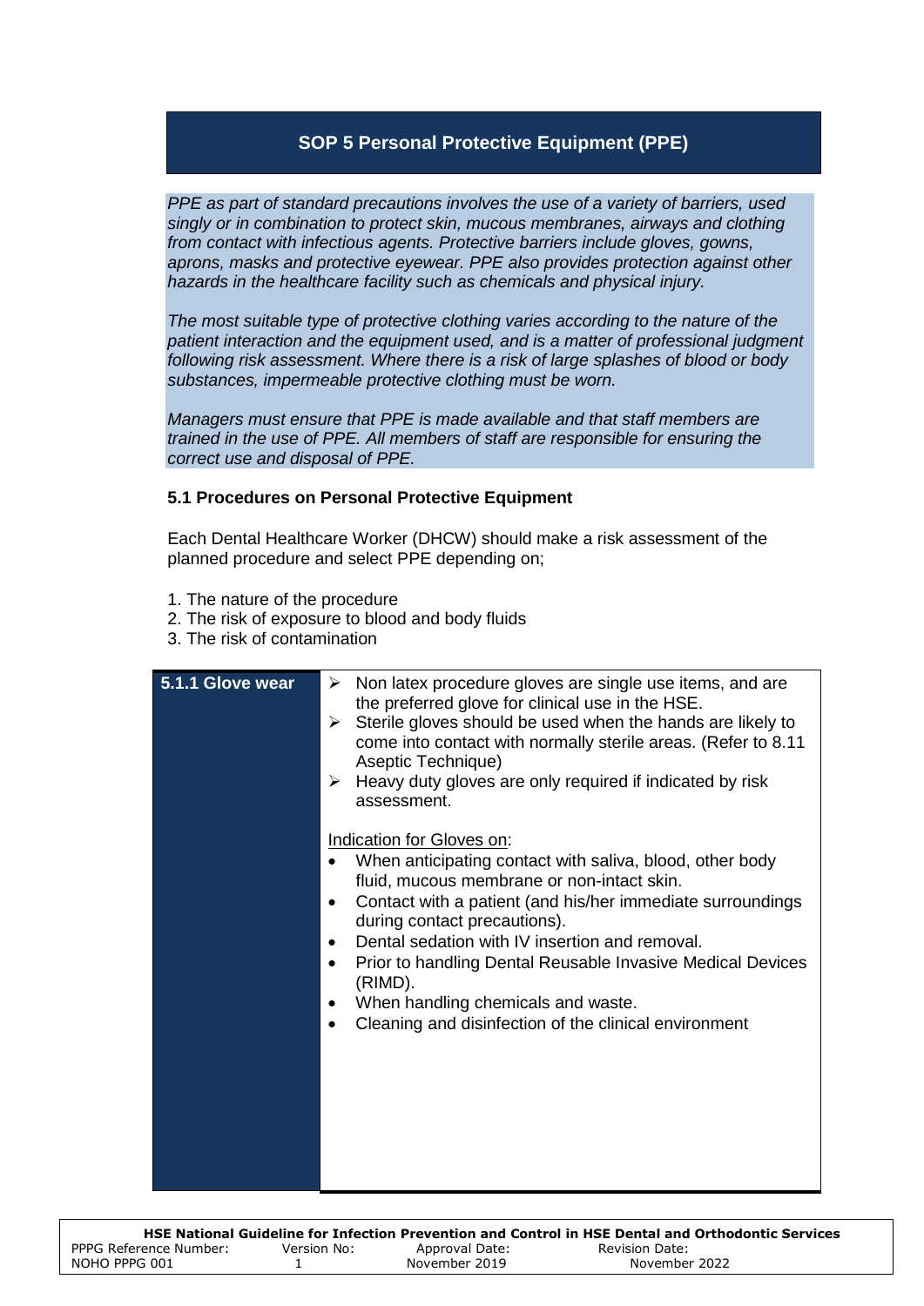## SOP 5 Personal Protective Equipment (PPE)

*PPE as part of standard precautions involves the use of a variety of barriers, used singly or in combination to protect skin, mucous membranes, airways and clothing from contact with infectious agents. Protective barriers include gloves, gowns, aprons, masks and protective eyewear. PPE also provides protection against other hazards in the healthcare facility such as chemicals and physical injury.*

*The most suitable type of protective clothing varies according to the nature of the patient interaction and the equipment used, and is a matter of professional judgment following risk assessment. Where there is a risk of large splashes of blood or body substances, impermeable protective clothing must be worn.*

*Managers must ensure that PPE is made available and that staff members are trained in the use of PPE. All members of staff are responsible for ensuring the correct use and disposal of PPE.*

### 5.1 Procedures on Personal Protective Equipment

Each Dental Healthcare Worker (DHCW) should make a risk assessment of the planned procedure and select PPE depending on;

1. The nature of the procedure
2. The risk of exposure to blood and body fluids
3. The risk of contamination

| 5.1.1 Glove wear | |
|---|---|
| | ➢ Non latex procedure gloves are single use items, and are the preferred glove for clinical use in the HSE.<br>➢ Sterile gloves should be used when the hands are likely to come into contact with normally sterile areas. (Refer to 8.11 Aseptic Technique)<br>➢ Heavy duty gloves are only required if indicated by risk assessment.<br><br><u>Indication for Gloves on</u>:<br>• When anticipating contact with saliva, blood, other body fluid, mucous membrane or non-intact skin.<br>• Contact with a patient (and his/her immediate surroundings during contact precautions).<br>• Dental sedation with IV insertion and removal.<br>• Prior to handling Dental Reusable Invasive Medical Devices (RIMD).<br>• When handling chemicals and waste.<br>• Cleaning and disinfection of the clinical environment |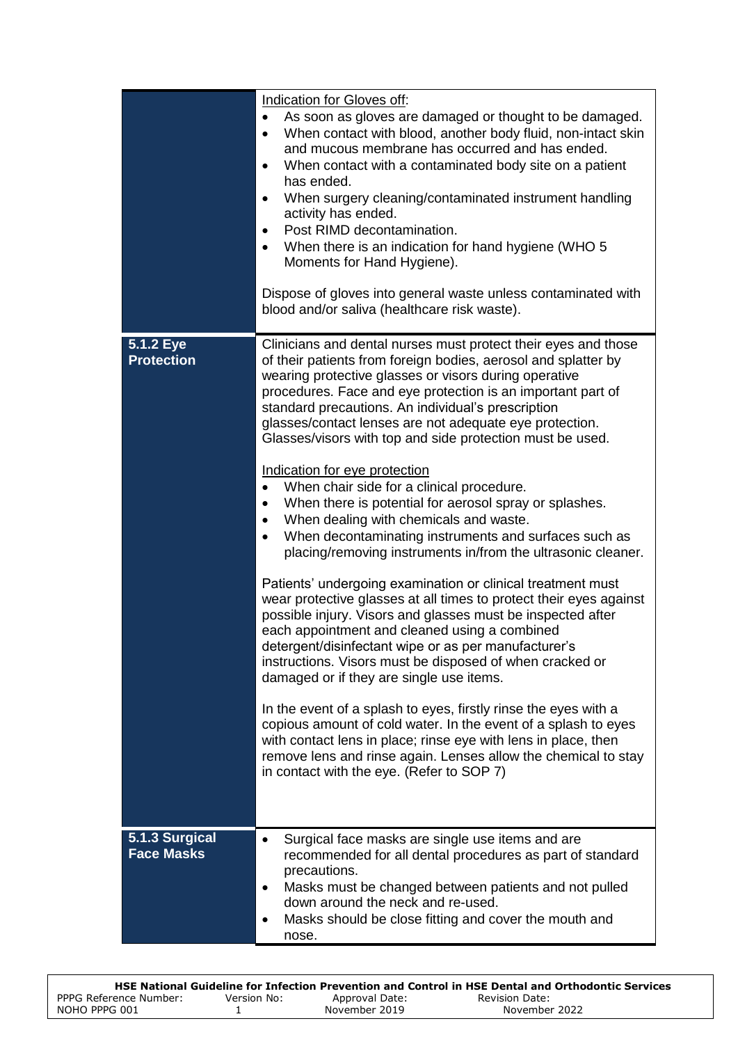| | |
|---|---|
| | Indication for Gloves off:<br>• As soon as gloves are damaged or thought to be damaged.<br>• When contact with blood, another body fluid, non-intact skin and mucous membrane has occurred and has ended.<br>• When contact with a contaminated body site on a patient has ended.<br>• When surgery cleaning/contaminated instrument handling activity has ended.<br>• Post RIMD decontamination.<br>• When there is an indication for hand hygiene (WHO 5 Moments for Hand Hygiene).<br><br>Dispose of gloves into general waste unless contaminated with blood and/or saliva (healthcare risk waste). |
| **5.1.2 Eye Protection** | Clinicians and dental nurses must protect their eyes and those of their patients from foreign bodies, aerosol and splatter by wearing protective glasses or visors during operative procedures. Face and eye protection is an important part of standard precautions. An individual's prescription glasses/contact lenses are not adequate eye protection. Glasses/visors with top and side protection must be used.<br><br>Indication for eye protection<br>• When chair side for a clinical procedure.<br>• When there is potential for aerosol spray or splashes.<br>• When dealing with chemicals and waste.<br>• When decontaminating instruments and surfaces such as placing/removing instruments in/from the ultrasonic cleaner.<br><br>Patients' undergoing examination or clinical treatment must wear protective glasses at all times to protect their eyes against possible injury. Visors and glasses must be inspected after each appointment and cleaned using a combined detergent/disinfectant wipe or as per manufacturer's instructions. Visors must be disposed of when cracked or damaged or if they are single use items.<br><br>In the event of a splash to eyes, firstly rinse the eyes with a copious amount of cold water. In the event of a splash to eyes with contact lens in place; rinse eye with lens in place, then remove lens and rinse again. Lenses allow the chemical to stay in contact with the eye. (Refer to SOP 7) |
| **5.1.3 Surgical Face Masks** | • Surgical face masks are single use items and are recommended for all dental procedures as part of standard precautions.<br>• Masks must be changed between patients and not pulled down around the neck and re-used.<br>• Masks should be close fitting and cover the mouth and nose. |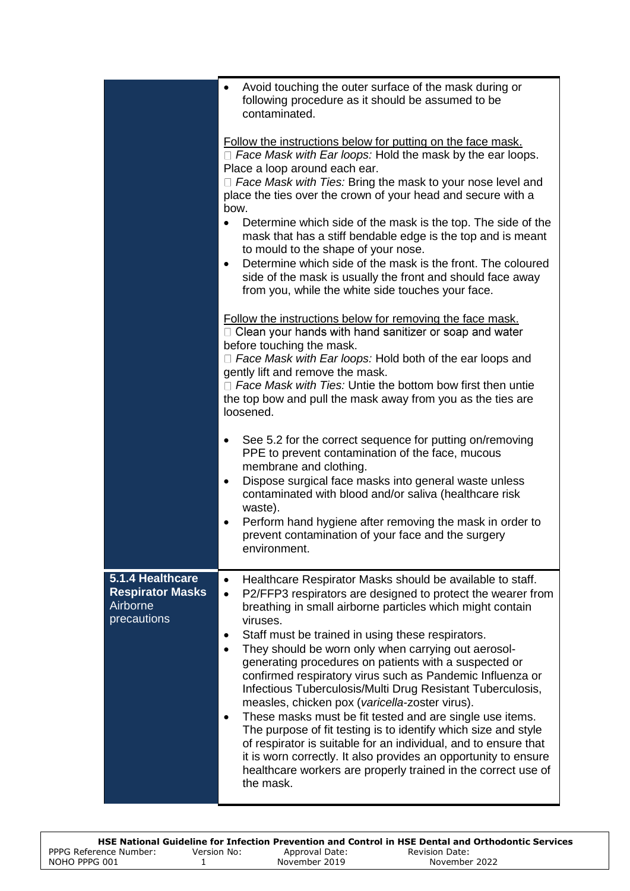| | |
|---|---|
| | • Avoid touching the outer surface of the mask during or following procedure as it should be assumed to be contaminated.<br><br><u>Follow the instructions below for putting on the face mask.</u><br> *Face Mask with Ear loops:* Hold the mask by the ear loops. Place a loop around each ear.<br> *Face Mask with Ties:* Bring the mask to your nose level and place the ties over the crown of your head and secure with a bow.<br>• Determine which side of the mask is the top. The side of the mask that has a stiff bendable edge is the top and is meant to mould to the shape of your nose.<br>• Determine which side of the mask is the front. The coloured side of the mask is usually the front and should face away from you, while the white side touches your face.<br><br><u>Follow the instructions below for removing the face mask.</u><br> Clean your hands with hand sanitizer or soap and water before touching the mask.<br> *Face Mask with Ear loops:* Hold both of the ear loops and gently lift and remove the mask.<br> *Face Mask with Ties:* Untie the bottom bow first then untie the top bow and pull the mask away from you as the ties are loosened.<br><br>• See 5.2 for the correct sequence for putting on/removing PPE to prevent contamination of the face, mucous membrane and clothing.<br>• Dispose surgical face masks into general waste unless contaminated with blood and/or saliva (healthcare risk waste).<br>• Perform hand hygiene after removing the mask in order to prevent contamination of your face and the surgery environment. |
| **5.1.4 Healthcare Respirator Masks** Airborne precautions | • Healthcare Respirator Masks should be available to staff.<br>• P2/FFP3 respirators are designed to protect the wearer from breathing in small airborne particles which might contain viruses.<br>• Staff must be trained in using these respirators.<br>• They should be worn only when carrying out aerosol-generating procedures on patients with a suspected or confirmed respiratory virus such as Pandemic Influenza or Infectious Tuberculosis/Multi Drug Resistant Tuberculosis, measles, chicken pox (*varicella*-zoster virus).<br>• These masks must be fit tested and are single use items. The purpose of fit testing is to identify which size and style of respirator is suitable for an individual, and to ensure that it is worn correctly. It also provides an opportunity to ensure healthcare workers are properly trained in the correct use of the mask. |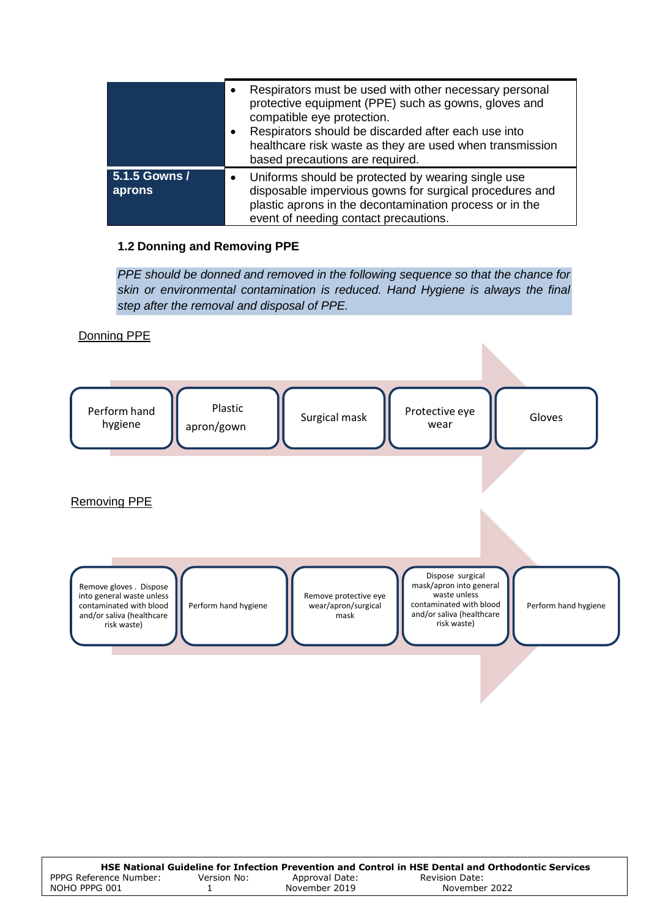| | |
|---|---|
| | • Respirators must be used with other necessary personal protective equipment (PPE) such as gowns, gloves and compatible eye protection.<br>• Respirators should be discarded after each use into healthcare risk waste as they are used when transmission based precautions are required. |
| **5.1.5 Gowns / aprons** | • Uniforms should be protected by wearing single use disposable impervious gowns for surgical procedures and plastic aprons in the decontamination process or in the event of needing contact precautions. |

### 1.2 Donning and Removing PPE

*PPE should be donned and removed in the following sequence so that the chance for skin or environmental contamination is reduced. Hand Hygiene is always the final step after the removal and disposal of PPE.*

Donning PPE

Perform hand hygiene

Plastic apron/gown

Surgical mask

Protective eye wear

Gloves

Removing PPE

Remove gloves . Dispose into general waste unless contaminated with blood and/or saliva (healthcare risk waste)

Perform hand hygiene

Remove protective eye wear/apron/surgical mask

Dispose surgical mask/apron into general waste unless contaminated with blood and/or saliva (healthcare risk waste)

Perform hand hygiene